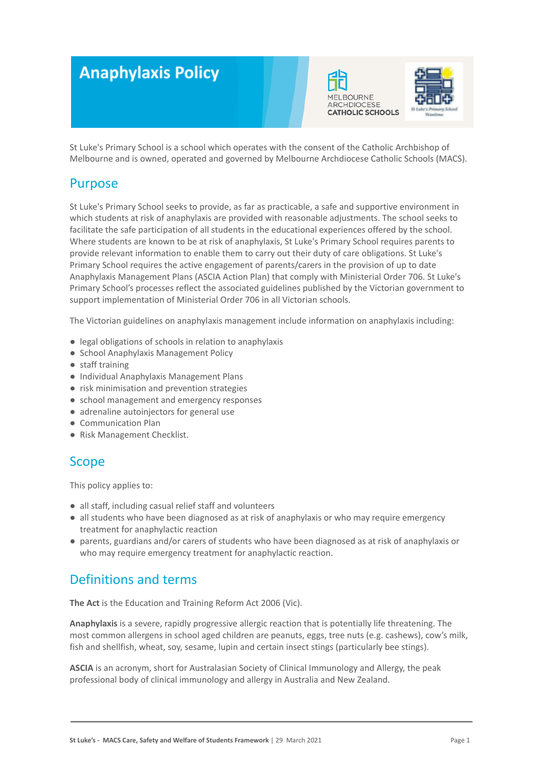# Anaphylaxis Policy

St Luke's Primary School is a school which operates with the consent of the Catholic Archbishop of Melbourne and is owned, operated and governed by Melbourne Archdiocese Catholic Schools (MACS).

## Purpose

St Luke's Primary School seeks to provide, as far as practicable, a safe and supportive environment in which students at risk of anaphylaxis are provided with reasonable adjustments. The school seeks to facilitate the safe participation of all students in the educational experiences offered by the school. Where students are known to be at risk of anaphylaxis, St Luke's Primary School requires parents to provide relevant information to enable them to carry out their duty of care obligations. St Luke's Primary School requires the active engagement of parents/carers in the provision of up to date Anaphylaxis Management Plans (ASCIA Action Plan) that comply with Ministerial Order 706. St Luke's Primary School's processes reflect the associated guidelines published by the Victorian government to support implementation of Ministerial Order 706 in all Victorian schools.

The Victorian guidelines on anaphylaxis management include information on anaphylaxis including:

- legal obligations of schools in relation to anaphylaxis
- School Anaphylaxis Management Policy
- staff training
- Individual Anaphylaxis Management Plans
- risk minimisation and prevention strategies
- school management and emergency responses
- adrenaline autoinjectors for general use
- Communication Plan
- Risk Management Checklist.

## Scope

This policy applies to:

- all staff, including casual relief staff and volunteers
- all students who have been diagnosed as at risk of anaphylaxis or who may require emergency treatment for anaphylactic reaction
- parents, guardians and/or carers of students who have been diagnosed as at risk of anaphylaxis or who may require emergency treatment for anaphylactic reaction.

## Definitions and terms

**The Act** is the Education and Training Reform Act 2006 (Vic).

**Anaphylaxis** is a severe, rapidly progressive allergic reaction that is potentially life threatening. The most common allergens in school aged children are peanuts, eggs, tree nuts (e.g. cashews), cow's milk, fish and shellfish, wheat, soy, sesame, lupin and certain insect stings (particularly bee stings).

**ASCIA** is an acronym, short for Australasian Society of Clinical Immunology and Allergy, the peak professional body of clinical immunology and allergy in Australia and New Zealand.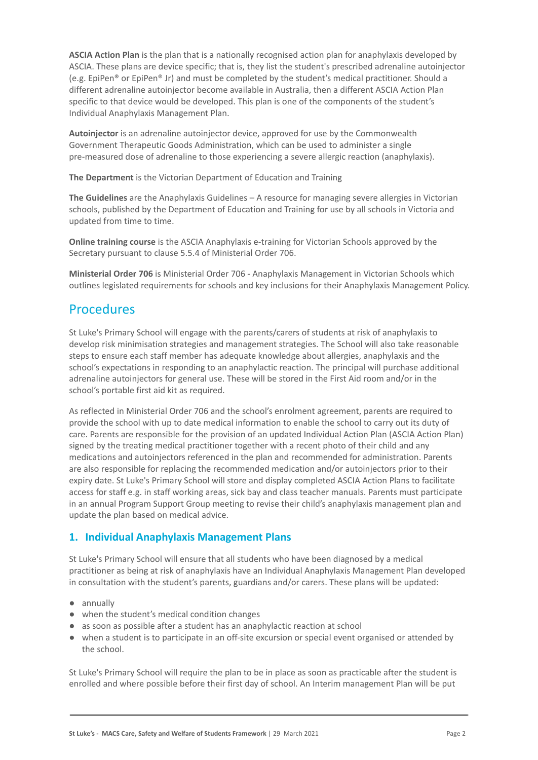**ASCIA Action Plan** is the plan that is a nationally recognised action plan for anaphylaxis developed by ASCIA. These plans are device specific; that is, they list the student's prescribed adrenaline autoinjector (e.g. EpiPen® or EpiPen® Jr) and must be completed by the student's medical practitioner. Should a different adrenaline autoinjector become available in Australia, then a different ASCIA Action Plan specific to that device would be developed. This plan is one of the components of the student's Individual Anaphylaxis Management Plan.

**Autoinjector** is an adrenaline autoinjector device, approved for use by the Commonwealth Government Therapeutic Goods Administration, which can be used to administer a single pre-measured dose of adrenaline to those experiencing a severe allergic reaction (anaphylaxis).

**The Department** is the Victorian Department of Education and Training

**The Guidelines** are the Anaphylaxis Guidelines – A resource for managing severe allergies in Victorian schools, published by the Department of Education and Training for use by all schools in Victoria and updated from time to time.

**Online training course** is the ASCIA Anaphylaxis e-training for Victorian Schools approved by the Secretary pursuant to clause 5.5.4 of Ministerial Order 706.

**Ministerial Order 706** is Ministerial Order 706 - Anaphylaxis Management in Victorian Schools which outlines legislated requirements for schools and key inclusions for their Anaphylaxis Management Policy.

## Procedures

St Luke's Primary School will engage with the parents/carers of students at risk of anaphylaxis to develop risk minimisation strategies and management strategies. The School will also take reasonable steps to ensure each staff member has adequate knowledge about allergies, anaphylaxis and the school's expectations in responding to an anaphylactic reaction. The principal will purchase additional adrenaline autoinjectors for general use. These will be stored in the First Aid room and/or in the school's portable first aid kit as required.

As reflected in Ministerial Order 706 and the school's enrolment agreement, parents are required to provide the school with up to date medical information to enable the school to carry out its duty of care. Parents are responsible for the provision of an updated Individual Action Plan (ASCIA Action Plan) signed by the treating medical practitioner together with a recent photo of their child and any medications and autoinjectors referenced in the plan and recommended for administration. Parents are also responsible for replacing the recommended medication and/or autoinjectors prior to their expiry date. St Luke's Primary School will store and display completed ASCIA Action Plans to facilitate access for staff e.g. in staff working areas, sick bay and class teacher manuals. Parents must participate in an annual Program Support Group meeting to revise their child's anaphylaxis management plan and update the plan based on medical advice.

### 1. Individual Anaphylaxis Management Plans

St Luke's Primary School will ensure that all students who have been diagnosed by a medical practitioner as being at risk of anaphylaxis have an Individual Anaphylaxis Management Plan developed in consultation with the student's parents, guardians and/or carers. These plans will be updated:

- annually
- when the student's medical condition changes
- as soon as possible after a student has an anaphylactic reaction at school
- when a student is to participate in an off-site excursion or special event organised or attended by the school.

St Luke's Primary School will require the plan to be in place as soon as practicable after the student is enrolled and where possible before their first day of school. An Interim management Plan will be put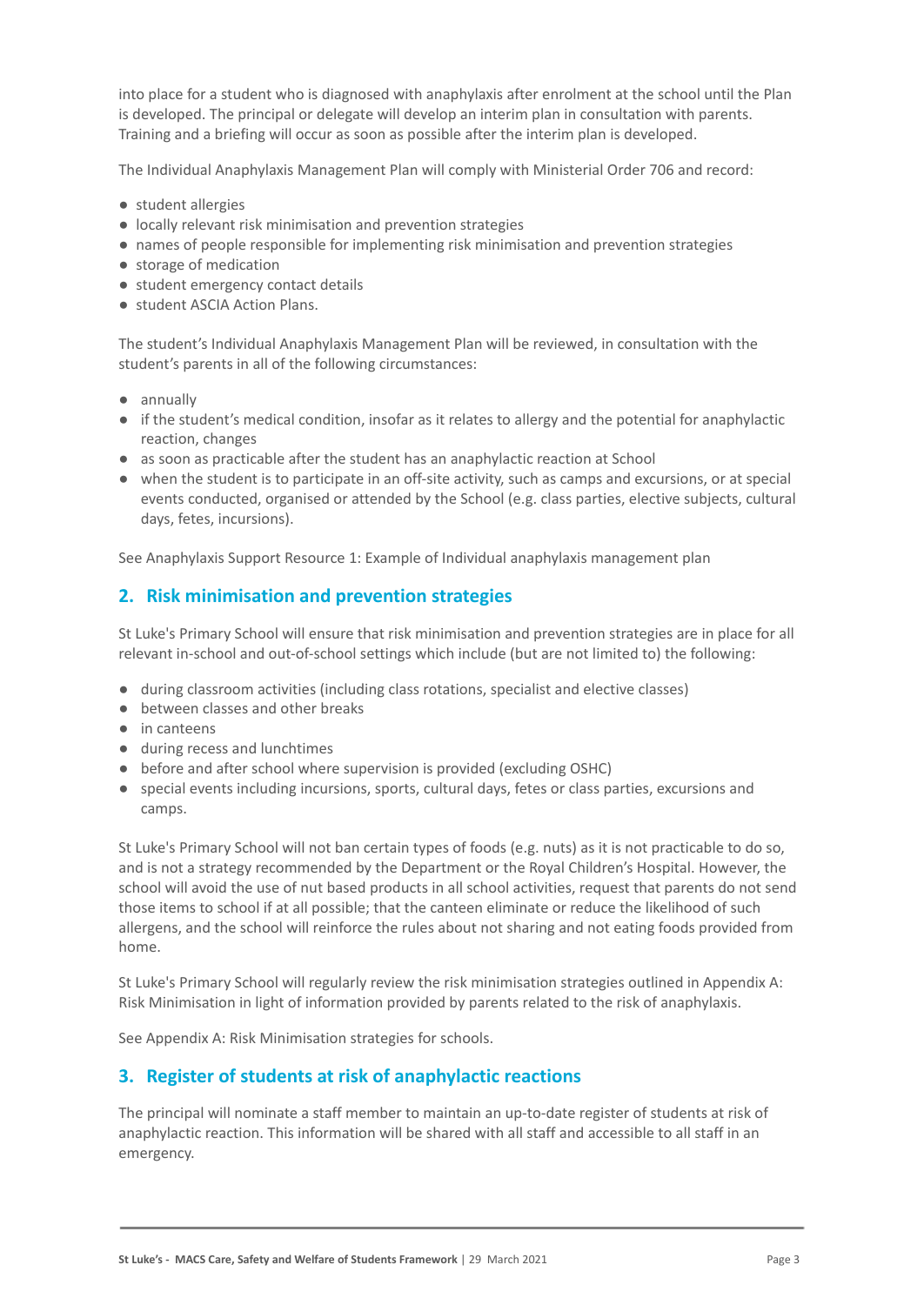into place for a student who is diagnosed with anaphylaxis after enrolment at the school until the Plan is developed. The principal or delegate will develop an interim plan in consultation with parents. Training and a briefing will occur as soon as possible after the interim plan is developed.

The Individual Anaphylaxis Management Plan will comply with Ministerial Order 706 and record:

- student allergies
- locally relevant risk minimisation and prevention strategies
- names of people responsible for implementing risk minimisation and prevention strategies
- storage of medication
- student emergency contact details
- student ASCIA Action Plans.

The student's Individual Anaphylaxis Management Plan will be reviewed, in consultation with the student's parents in all of the following circumstances:

- annually
- if the student's medical condition, insofar as it relates to allergy and the potential for anaphylactic reaction, changes
- as soon as practicable after the student has an anaphylactic reaction at School
- when the student is to participate in an off-site activity, such as camps and excursions, or at special events conducted, organised or attended by the School (e.g. class parties, elective subjects, cultural days, fetes, incursions).

See Anaphylaxis Support Resource 1: Example of Individual anaphylaxis management plan

## 2. Risk minimisation and prevention strategies

St Luke's Primary School will ensure that risk minimisation and prevention strategies are in place for all relevant in-school and out-of-school settings which include (but are not limited to) the following:

- during classroom activities (including class rotations, specialist and elective classes)
- between classes and other breaks
- in canteens
- during recess and lunchtimes
- before and after school where supervision is provided (excluding OSHC)
- special events including incursions, sports, cultural days, fetes or class parties, excursions and camps.

St Luke's Primary School will not ban certain types of foods (e.g. nuts) as it is not practicable to do so, and is not a strategy recommended by the Department or the Royal Children's Hospital. However, the school will avoid the use of nut based products in all school activities, request that parents do not send those items to school if at all possible; that the canteen eliminate or reduce the likelihood of such allergens, and the school will reinforce the rules about not sharing and not eating foods provided from home.

St Luke's Primary School will regularly review the risk minimisation strategies outlined in Appendix A: Risk Minimisation in light of information provided by parents related to the risk of anaphylaxis.

See Appendix A: Risk Minimisation strategies for schools.

## 3. Register of students at risk of anaphylactic reactions

The principal will nominate a staff member to maintain an up-to-date register of students at risk of anaphylactic reaction. This information will be shared with all staff and accessible to all staff in an emergency.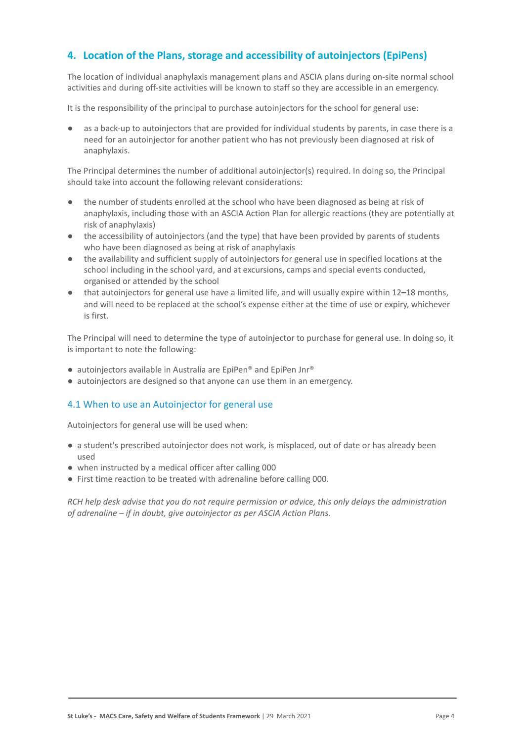## 4. Location of the Plans, storage and accessibility of autoinjectors (EpiPens)

The location of individual anaphylaxis management plans and ASCIA plans during on-site normal school activities and during off-site activities will be known to staff so they are accessible in an emergency.

It is the responsibility of the principal to purchase autoinjectors for the school for general use:

- as a back-up to autoinjectors that are provided for individual students by parents, in case there is a need for an autoinjector for another patient who has not previously been diagnosed at risk of anaphylaxis.

The Principal determines the number of additional autoinjector(s) required. In doing so, the Principal should take into account the following relevant considerations:

- the number of students enrolled at the school who have been diagnosed as being at risk of anaphylaxis, including those with an ASCIA Action Plan for allergic reactions (they are potentially at risk of anaphylaxis)
- the accessibility of autoinjectors (and the type) that have been provided by parents of students who have been diagnosed as being at risk of anaphylaxis
- the availability and sufficient supply of autoinjectors for general use in specified locations at the school including in the school yard, and at excursions, camps and special events conducted, organised or attended by the school
- that autoinjectors for general use have a limited life, and will usually expire within 12–18 months, and will need to be replaced at the school's expense either at the time of use or expiry, whichever is first.

The Principal will need to determine the type of autoinjector to purchase for general use. In doing so, it is important to note the following:

- autoinjectors available in Australia are EpiPen® and EpiPen Jnr®
- autoinjectors are designed so that anyone can use them in an emergency.

### 4.1 When to use an Autoinjector for general use

Autoinjectors for general use will be used when:

- a student's prescribed autoinjector does not work, is misplaced, out of date or has already been used
- when instructed by a medical officer after calling 000
- First time reaction to be treated with adrenaline before calling 000.

*RCH help desk advise that you do not require permission or advice, this only delays the administration of adrenaline – if in doubt, give autoinjector as per ASCIA Action Plans.*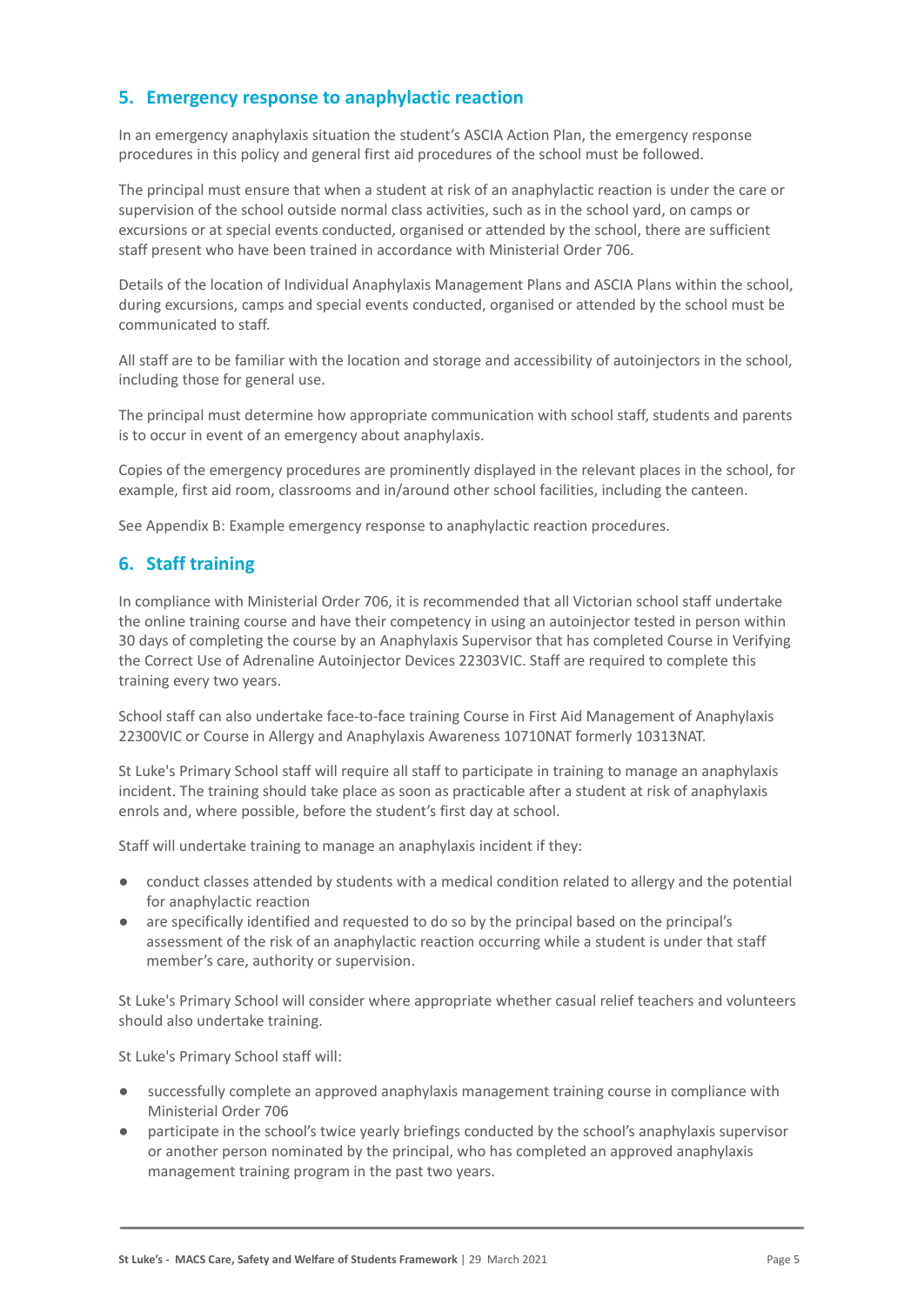## 5. Emergency response to anaphylactic reaction

In an emergency anaphylaxis situation the student's ASCIA Action Plan, the emergency response procedures in this policy and general first aid procedures of the school must be followed.

The principal must ensure that when a student at risk of an anaphylactic reaction is under the care or supervision of the school outside normal class activities, such as in the school yard, on camps or excursions or at special events conducted, organised or attended by the school, there are sufficient staff present who have been trained in accordance with Ministerial Order 706.

Details of the location of Individual Anaphylaxis Management Plans and ASCIA Plans within the school, during excursions, camps and special events conducted, organised or attended by the school must be communicated to staff.

All staff are to be familiar with the location and storage and accessibility of autoinjectors in the school, including those for general use.

The principal must determine how appropriate communication with school staff, students and parents is to occur in event of an emergency about anaphylaxis.

Copies of the emergency procedures are prominently displayed in the relevant places in the school, for example, first aid room, classrooms and in/around other school facilities, including the canteen.

See Appendix B: Example emergency response to anaphylactic reaction procedures.

## 6. Staff training

In compliance with Ministerial Order 706, it is recommended that all Victorian school staff undertake the online training course and have their competency in using an autoinjector tested in person within 30 days of completing the course by an Anaphylaxis Supervisor that has completed Course in Verifying the Correct Use of Adrenaline Autoinjector Devices 22303VIC. Staff are required to complete this training every two years.

School staff can also undertake face-to-face training Course in First Aid Management of Anaphylaxis 22300VIC or Course in Allergy and Anaphylaxis Awareness 10710NAT formerly 10313NAT.

St Luke's Primary School staff will require all staff to participate in training to manage an anaphylaxis incident. The training should take place as soon as practicable after a student at risk of anaphylaxis enrols and, where possible, before the student's first day at school.

Staff will undertake training to manage an anaphylaxis incident if they:

- conduct classes attended by students with a medical condition related to allergy and the potential for anaphylactic reaction
- are specifically identified and requested to do so by the principal based on the principal's assessment of the risk of an anaphylactic reaction occurring while a student is under that staff member's care, authority or supervision.

St Luke's Primary School will consider where appropriate whether casual relief teachers and volunteers should also undertake training.

St Luke's Primary School staff will:

- successfully complete an approved anaphylaxis management training course in compliance with Ministerial Order 706
- participate in the school's twice yearly briefings conducted by the school's anaphylaxis supervisor or another person nominated by the principal, who has completed an approved anaphylaxis management training program in the past two years.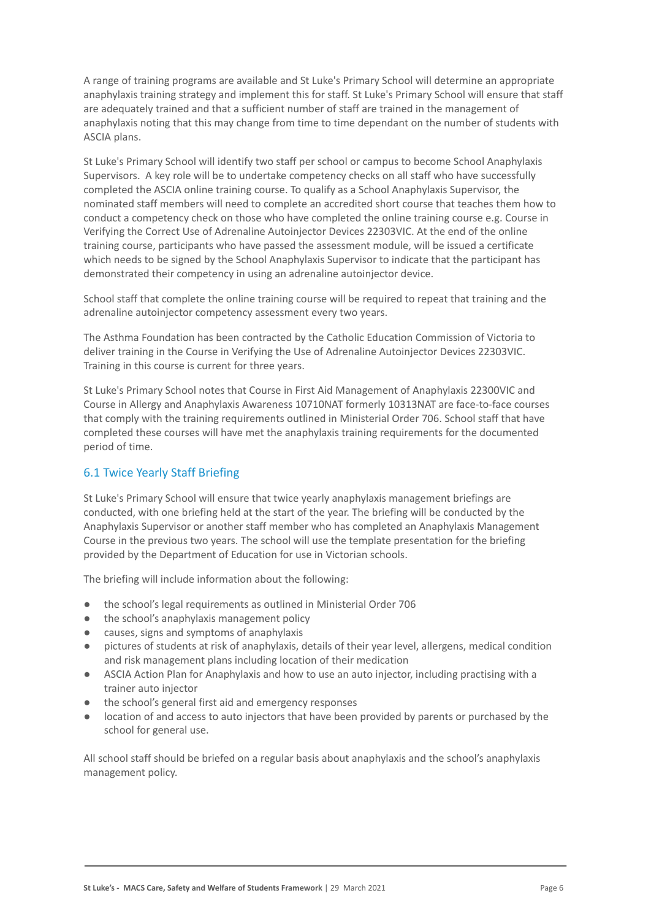A range of training programs are available and St Luke's Primary School will determine an appropriate anaphylaxis training strategy and implement this for staff. St Luke's Primary School will ensure that staff are adequately trained and that a sufficient number of staff are trained in the management of anaphylaxis noting that this may change from time to time dependant on the number of students with ASCIA plans.

St Luke's Primary School will identify two staff per school or campus to become School Anaphylaxis Supervisors. A key role will be to undertake competency checks on all staff who have successfully completed the ASCIA online training course. To qualify as a School Anaphylaxis Supervisor, the nominated staff members will need to complete an accredited short course that teaches them how to conduct a competency check on those who have completed the online training course e.g. Course in Verifying the Correct Use of Adrenaline Autoinjector Devices 22303VIC. At the end of the online training course, participants who have passed the assessment module, will be issued a certificate which needs to be signed by the School Anaphylaxis Supervisor to indicate that the participant has demonstrated their competency in using an adrenaline autoinjector device.

School staff that complete the online training course will be required to repeat that training and the adrenaline autoinjector competency assessment every two years.

The Asthma Foundation has been contracted by the Catholic Education Commission of Victoria to deliver training in the Course in Verifying the Use of Adrenaline Autoinjector Devices 22303VIC. Training in this course is current for three years.

St Luke's Primary School notes that Course in First Aid Management of Anaphylaxis 22300VIC and Course in Allergy and Anaphylaxis Awareness 10710NAT formerly 10313NAT are face-to-face courses that comply with the training requirements outlined in Ministerial Order 706. School staff that have completed these courses will have met the anaphylaxis training requirements for the documented period of time.

### 6.1 Twice Yearly Staff Briefing

St Luke's Primary School will ensure that twice yearly anaphylaxis management briefings are conducted, with one briefing held at the start of the year. The briefing will be conducted by the Anaphylaxis Supervisor or another staff member who has completed an Anaphylaxis Management Course in the previous two years. The school will use the template presentation for the briefing provided by the Department of Education for use in Victorian schools.

The briefing will include information about the following:

- the school's legal requirements as outlined in Ministerial Order 706
- the school's anaphylaxis management policy
- causes, signs and symptoms of anaphylaxis
- pictures of students at risk of anaphylaxis, details of their year level, allergens, medical condition and risk management plans including location of their medication
- ASCIA Action Plan for Anaphylaxis and how to use an auto injector, including practising with a trainer auto injector
- the school's general first aid and emergency responses
- location of and access to auto injectors that have been provided by parents or purchased by the school for general use.

All school staff should be briefed on a regular basis about anaphylaxis and the school's anaphylaxis management policy.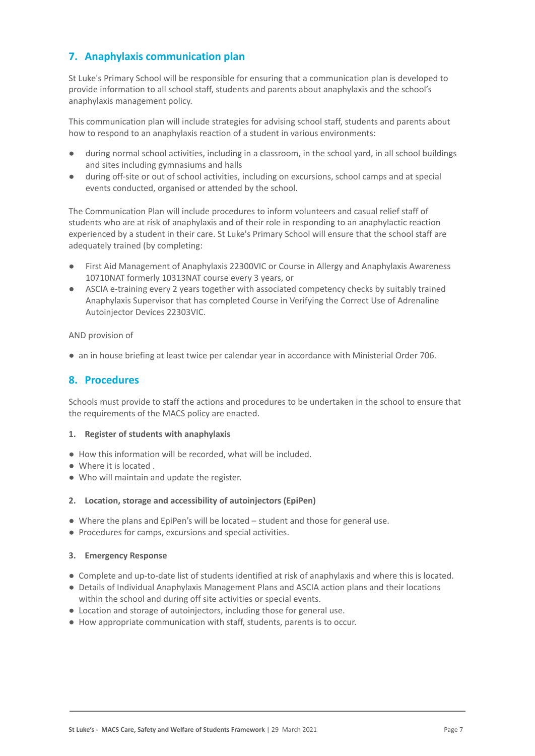## 7. Anaphylaxis communication plan

St Luke's Primary School will be responsible for ensuring that a communication plan is developed to provide information to all school staff, students and parents about anaphylaxis and the school's anaphylaxis management policy.

This communication plan will include strategies for advising school staff, students and parents about how to respond to an anaphylaxis reaction of a student in various environments:

- during normal school activities, including in a classroom, in the school yard, in all school buildings and sites including gymnasiums and halls
- during off-site or out of school activities, including on excursions, school camps and at special events conducted, organised or attended by the school.

The Communication Plan will include procedures to inform volunteers and casual relief staff of students who are at risk of anaphylaxis and of their role in responding to an anaphylactic reaction experienced by a student in their care. St Luke's Primary School will ensure that the school staff are adequately trained (by completing:

- First Aid Management of Anaphylaxis 22300VIC or Course in Allergy and Anaphylaxis Awareness 10710NAT formerly 10313NAT course every 3 years, or
- ASCIA e-training every 2 years together with associated competency checks by suitably trained Anaphylaxis Supervisor that has completed Course in Verifying the Correct Use of Adrenaline Autoinjector Devices 22303VIC.

AND provision of

- an in house briefing at least twice per calendar year in accordance with Ministerial Order 706.

## 8. Procedures

Schools must provide to staff the actions and procedures to be undertaken in the school to ensure that the requirements of the MACS policy are enacted.

**1. Register of students with anaphylaxis**

- How this information will be recorded, what will be included.
- Where it is located .
- Who will maintain and update the register.

**2. Location, storage and accessibility of autoinjectors (EpiPen)**

- Where the plans and EpiPen's will be located – student and those for general use.
- Procedures for camps, excursions and special activities.

**3. Emergency Response**

- Complete and up-to-date list of students identified at risk of anaphylaxis and where this is located.
- Details of Individual Anaphylaxis Management Plans and ASCIA action plans and their locations within the school and during off site activities or special events.
- Location and storage of autoinjectors, including those for general use.
- How appropriate communication with staff, students, parents is to occur.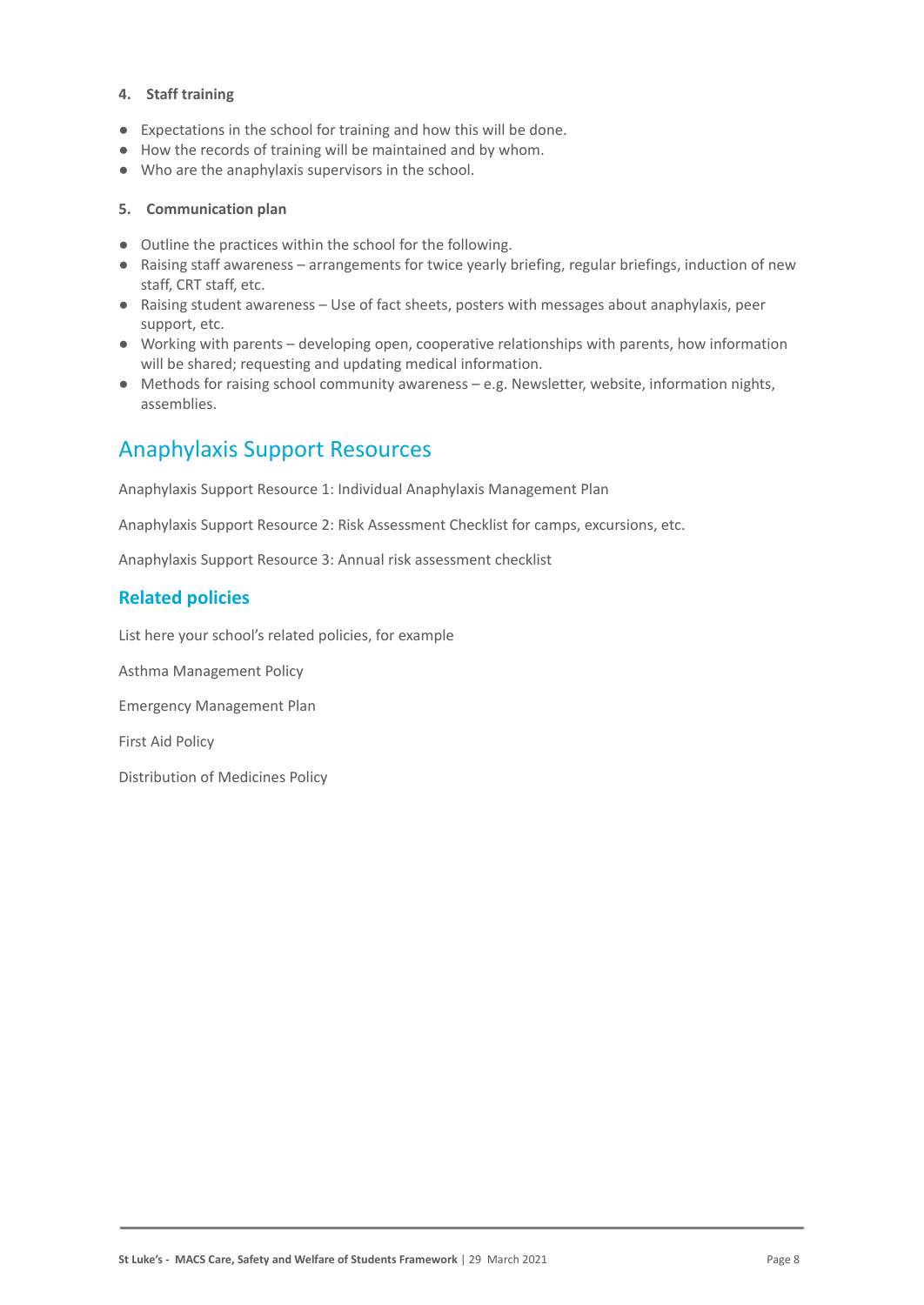**4. Staff training**

- Expectations in the school for training and how this will be done.
- How the records of training will be maintained and by whom.
- Who are the anaphylaxis supervisors in the school.

**5. Communication plan**

- Outline the practices within the school for the following.
- Raising staff awareness – arrangements for twice yearly briefing, regular briefings, induction of new staff, CRT staff, etc.
- Raising student awareness – Use of fact sheets, posters with messages about anaphylaxis, peer support, etc.
- Working with parents – developing open, cooperative relationships with parents, how information will be shared; requesting and updating medical information.
- Methods for raising school community awareness – e.g. Newsletter, website, information nights, assemblies.

## Anaphylaxis Support Resources

Anaphylaxis Support Resource 1: Individual Anaphylaxis Management Plan

Anaphylaxis Support Resource 2: Risk Assessment Checklist for camps, excursions, etc.

Anaphylaxis Support Resource 3: Annual risk assessment checklist

### Related policies

List here your school's related policies, for example

Asthma Management Policy

Emergency Management Plan

First Aid Policy

Distribution of Medicines Policy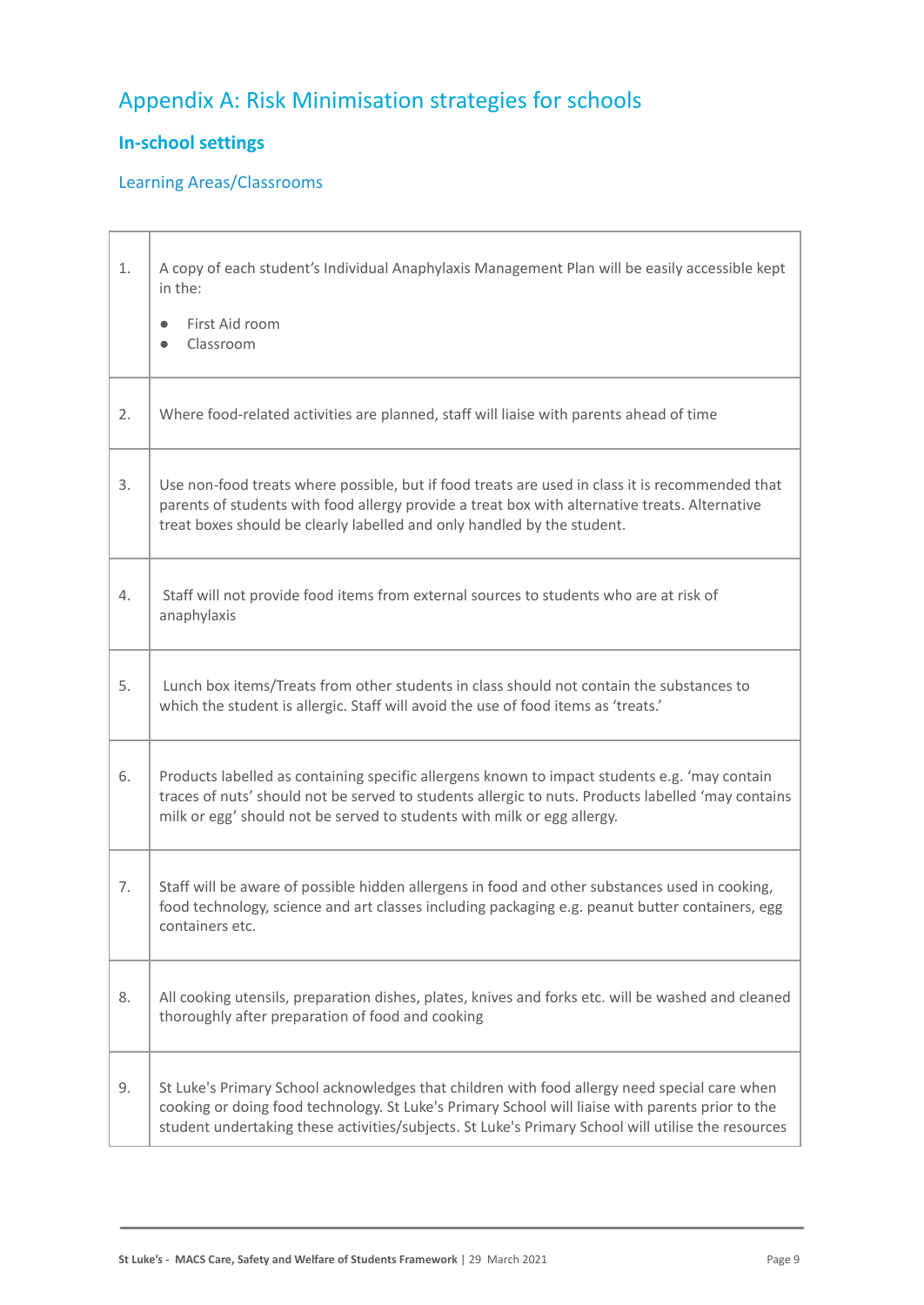# Appendix A: Risk Minimisation strategies for schools

## In-school settings

### Learning Areas/Classrooms

| | |
|---|---|
| 1. | A copy of each student's Individual Anaphylaxis Management Plan will be easily accessible kept in the:<br>● First Aid room<br>● Classroom |
| 2. | Where food-related activities are planned, staff will liaise with parents ahead of time |
| 3. | Use non-food treats where possible, but if food treats are used in class it is recommended that parents of students with food allergy provide a treat box with alternative treats. Alternative treat boxes should be clearly labelled and only handled by the student. |
| 4. | Staff will not provide food items from external sources to students who are at risk of anaphylaxis |
| 5. | Lunch box items/Treats from other students in class should not contain the substances to which the student is allergic. Staff will avoid the use of food items as 'treats.' |
| 6. | Products labelled as containing specific allergens known to impact students e.g. 'may contain traces of nuts' should not be served to students allergic to nuts. Products labelled 'may contains milk or egg' should not be served to students with milk or egg allergy. |
| 7. | Staff will be aware of possible hidden allergens in food and other substances used in cooking, food technology, science and art classes including packaging e.g. peanut butter containers, egg containers etc. |
| 8. | All cooking utensils, preparation dishes, plates, knives and forks etc. will be washed and cleaned thoroughly after preparation of food and cooking |
| 9. | St Luke's Primary School acknowledges that children with food allergy need special care when cooking or doing food technology. St Luke's Primary School will liaise with parents prior to the student undertaking these activities/subjects. St Luke's Primary School will utilise the resources |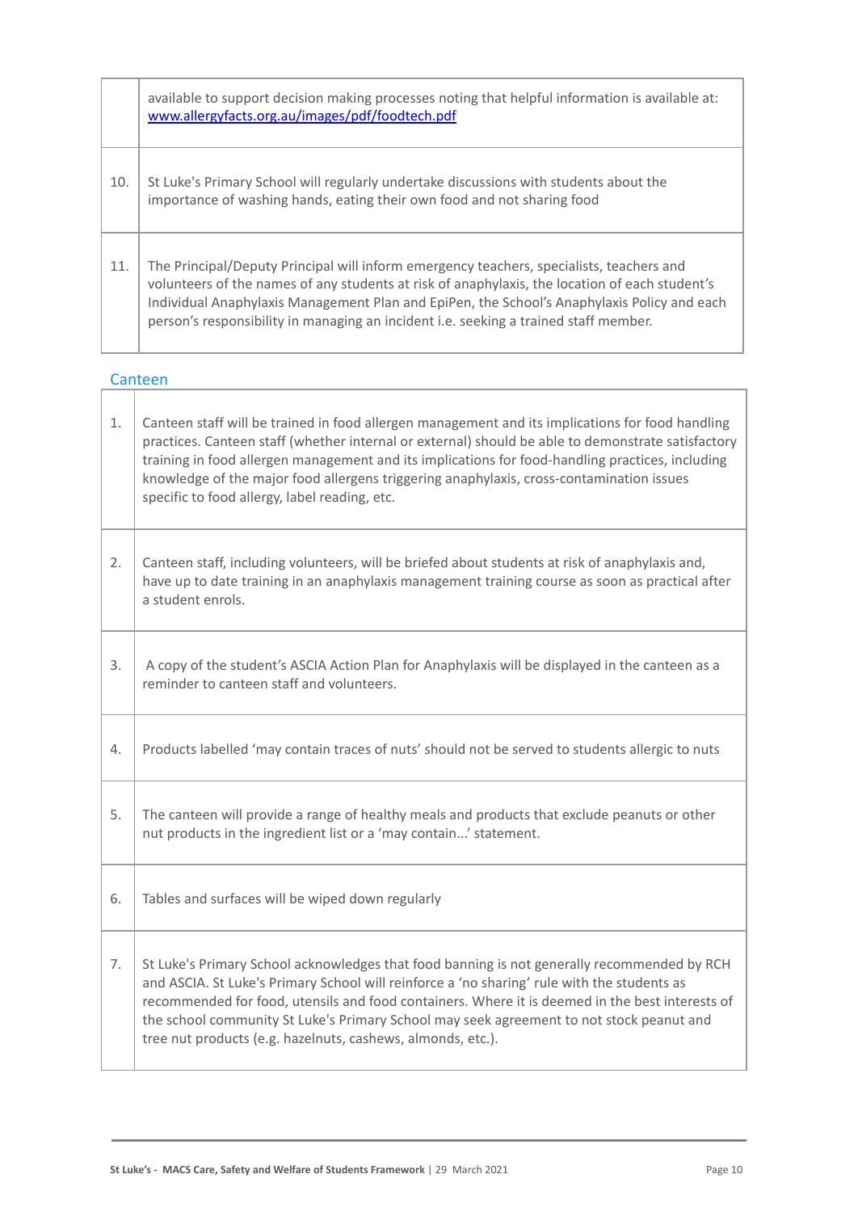| | |
|---|---|
| | available to support decision making processes noting that helpful information is available at: [www.allergyfacts.org.au/images/pdf/foodtech.pdf](www.allergyfacts.org.au/images/pdf/foodtech.pdf) |
| 10. | St Luke's Primary School will regularly undertake discussions with students about the importance of washing hands, eating their own food and not sharing food |
| 11. | The Principal/Deputy Principal will inform emergency teachers, specialists, teachers and volunteers of the names of any students at risk of anaphylaxis, the location of each student's Individual Anaphylaxis Management Plan and EpiPen, the School's Anaphylaxis Policy and each person's responsibility in managing an incident i.e. seeking a trained staff member. |

### Canteen

| | |
|---|---|
| 1. | Canteen staff will be trained in food allergen management and its implications for food handling practices. Canteen staff (whether internal or external) should be able to demonstrate satisfactory training in food allergen management and its implications for food-handling practices, including knowledge of the major food allergens triggering anaphylaxis, cross-contamination issues specific to food allergy, label reading, etc. |
| 2. | Canteen staff, including volunteers, will be briefed about students at risk of anaphylaxis and, have up to date training in an anaphylaxis management training course as soon as practical after a student enrols. |
| 3. | A copy of the student's ASCIA Action Plan for Anaphylaxis will be displayed in the canteen as a reminder to canteen staff and volunteers. |
| 4. | Products labelled 'may contain traces of nuts' should not be served to students allergic to nuts |
| 5. | The canteen will provide a range of healthy meals and products that exclude peanuts or other nut products in the ingredient list or a 'may contain...' statement. |
| 6. | Tables and surfaces will be wiped down regularly |
| 7. | St Luke's Primary School acknowledges that food banning is not generally recommended by RCH and ASCIA. St Luke's Primary School will reinforce a 'no sharing' rule with the students as recommended for food, utensils and food containers. Where it is deemed in the best interests of the school community St Luke's Primary School may seek agreement to not stock peanut and tree nut products (e.g. hazelnuts, cashews, almonds, etc.). |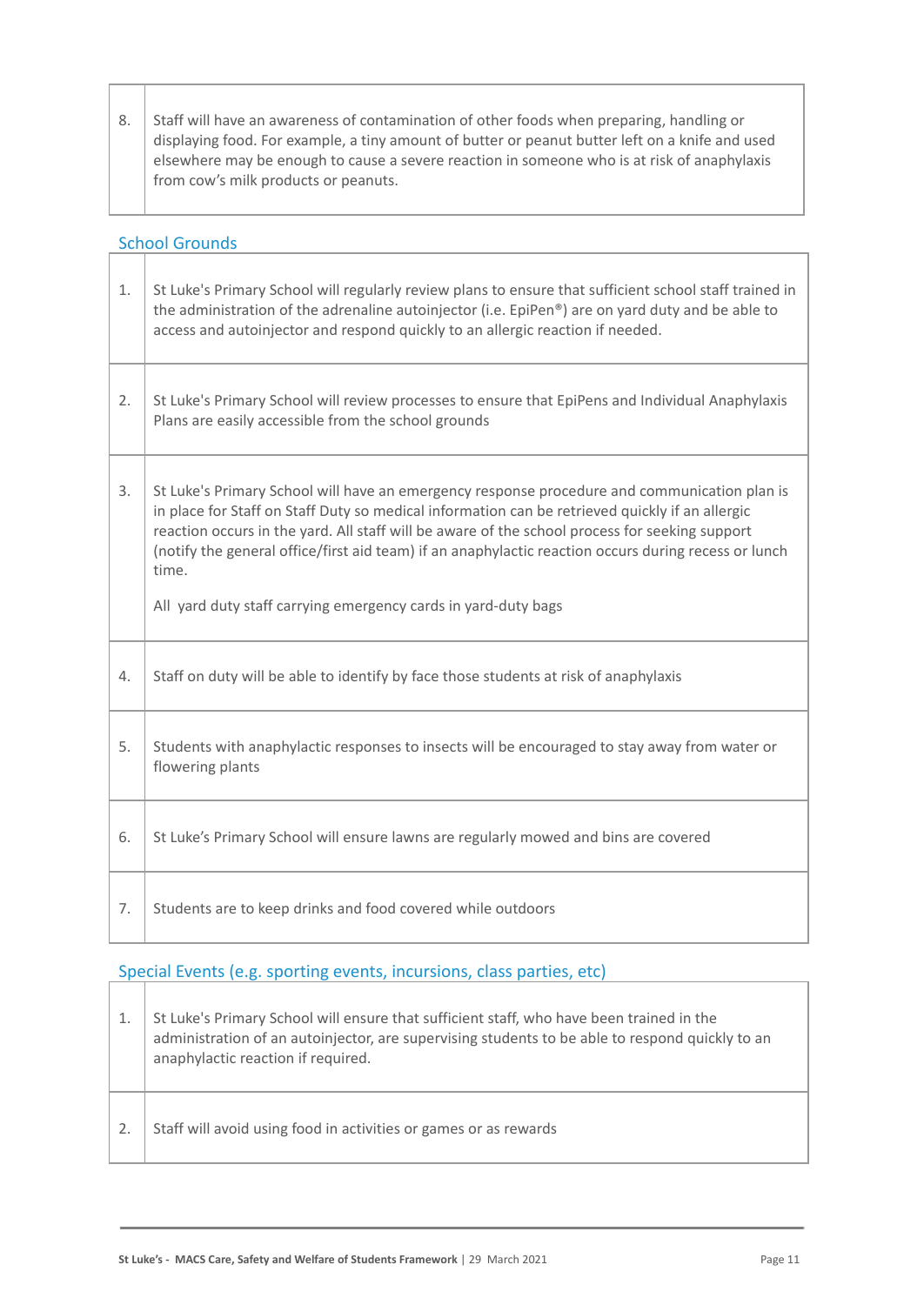| | |
|---|---|
| 8. | Staff will have an awareness of contamination of other foods when preparing, handling or displaying food. For example, a tiny amount of butter or peanut butter left on a knife and used elsewhere may be enough to cause a severe reaction in someone who is at risk of anaphylaxis from cow's milk products or peanuts. |

## School Grounds

| | |
|---|---|
| 1. | St Luke's Primary School will regularly review plans to ensure that sufficient school staff trained in the administration of the adrenaline autoinjector (i.e. EpiPen®) are on yard duty and be able to access and autoinjector and respond quickly to an allergic reaction if needed. |
| 2. | St Luke's Primary School will review processes to ensure that EpiPens and Individual Anaphylaxis Plans are easily accessible from the school grounds |
| 3. | St Luke's Primary School will have an emergency response procedure and communication plan is in place for Staff on Staff Duty so medical information can be retrieved quickly if an allergic reaction occurs in the yard. All staff will be aware of the school process for seeking support (notify the general office/first aid team) if an anaphylactic reaction occurs during recess or lunch time.<br><br>All yard duty staff carrying emergency cards in yard-duty bags |
| 4. | Staff on duty will be able to identify by face those students at risk of anaphylaxis |
| 5. | Students with anaphylactic responses to insects will be encouraged to stay away from water or flowering plants |
| 6. | St Luke's Primary School will ensure lawns are regularly mowed and bins are covered |
| 7. | Students are to keep drinks and food covered while outdoors |

## Special Events (e.g. sporting events, incursions, class parties, etc)

| | |
|---|---|
| 1. | St Luke's Primary School will ensure that sufficient staff, who have been trained in the administration of an autoinjector, are supervising students to be able to respond quickly to an anaphylactic reaction if required. |
| 2. | Staff will avoid using food in activities or games or as rewards |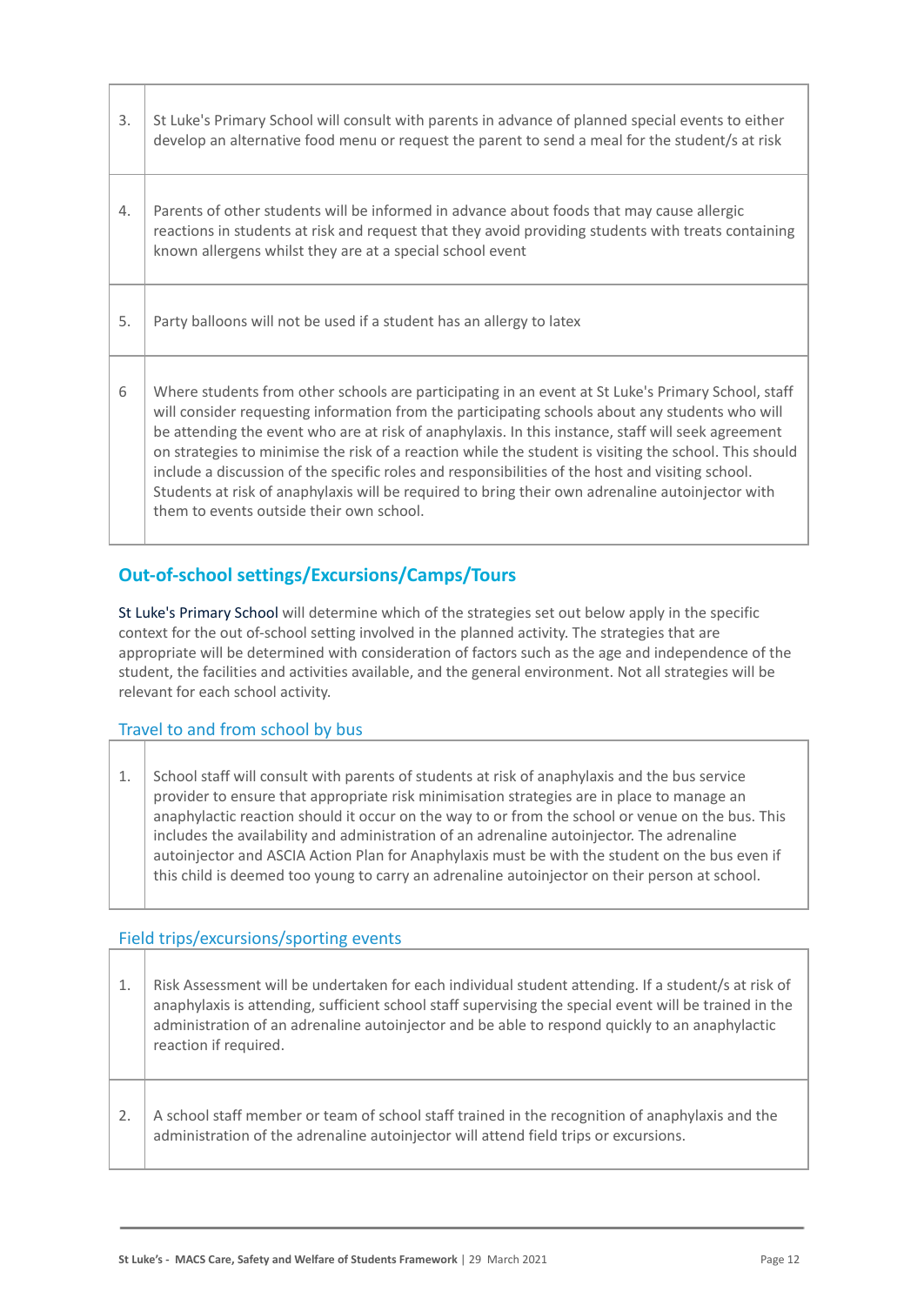| | |
|---|---|
| 3. | St Luke's Primary School will consult with parents in advance of planned special events to either develop an alternative food menu or request the parent to send a meal for the student/s at risk |
| 4. | Parents of other students will be informed in advance about foods that may cause allergic reactions in students at risk and request that they avoid providing students with treats containing known allergens whilst they are at a special school event |
| 5. | Party balloons will not be used if a student has an allergy to latex |
| 6 | Where students from other schools are participating in an event at St Luke's Primary School, staff will consider requesting information from the participating schools about any students who will be attending the event who are at risk of anaphylaxis. In this instance, staff will seek agreement on strategies to minimise the risk of a reaction while the student is visiting the school. This should include a discussion of the specific roles and responsibilities of the host and visiting school. Students at risk of anaphylaxis will be required to bring their own adrenaline autoinjector with them to events outside their own school. |

## Out-of-school settings/Excursions/Camps/Tours

St Luke's Primary School will determine which of the strategies set out below apply in the specific context for the out of-school setting involved in the planned activity. The strategies that are appropriate will be determined with consideration of factors such as the age and independence of the student, the facilities and activities available, and the general environment. Not all strategies will be relevant for each school activity.

### Travel to and from school by bus

| | |
|---|---|
| 1. | School staff will consult with parents of students at risk of anaphylaxis and the bus service provider to ensure that appropriate risk minimisation strategies are in place to manage an anaphylactic reaction should it occur on the way to or from the school or venue on the bus. This includes the availability and administration of an adrenaline autoinjector. The adrenaline autoinjector and ASCIA Action Plan for Anaphylaxis must be with the student on the bus even if this child is deemed too young to carry an adrenaline autoinjector on their person at school. |

### Field trips/excursions/sporting events

| | |
|---|---|
| 1. | Risk Assessment will be undertaken for each individual student attending. If a student/s at risk of anaphylaxis is attending, sufficient school staff supervising the special event will be trained in the administration of an adrenaline autoinjector and be able to respond quickly to an anaphylactic reaction if required. |
| 2. | A school staff member or team of school staff trained in the recognition of anaphylaxis and the administration of the adrenaline autoinjector will attend field trips or excursions. |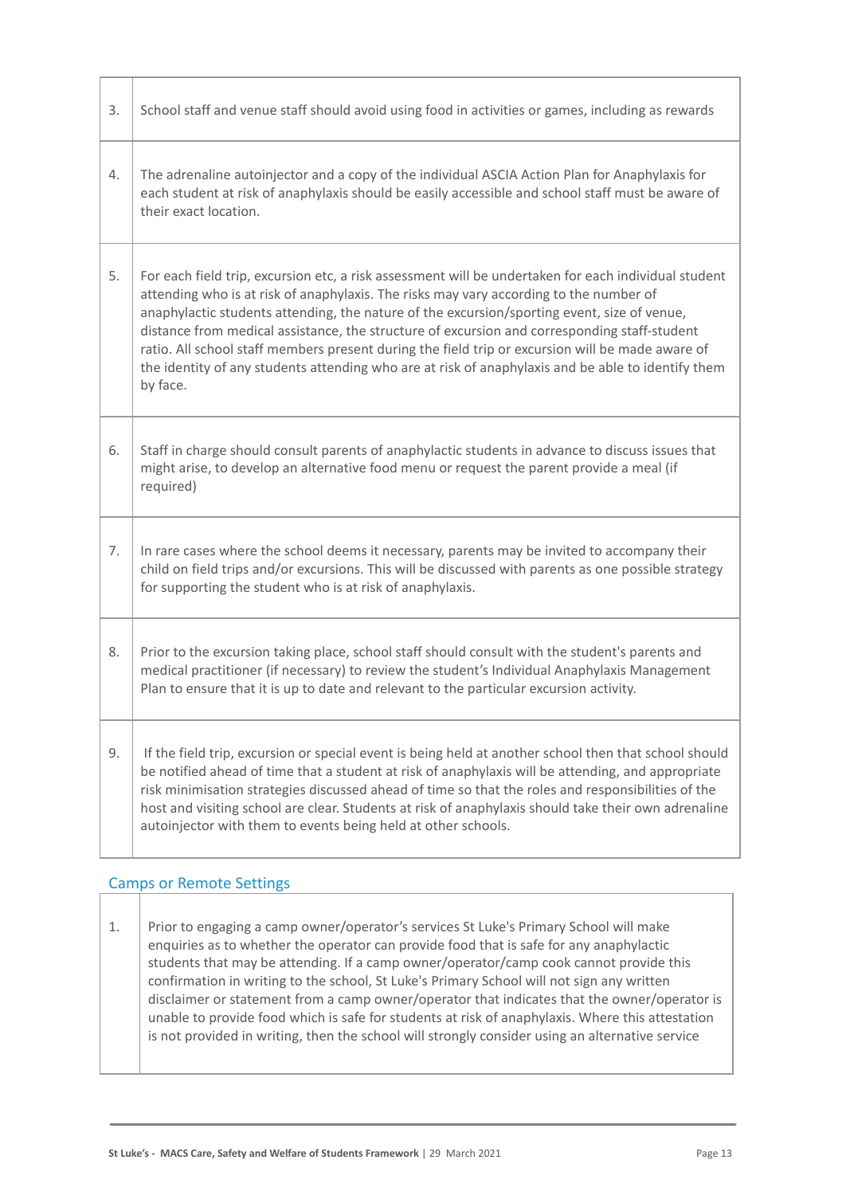| | |
|---|---|
| 3. | School staff and venue staff should avoid using food in activities or games, including as rewards |
| 4. | The adrenaline autoinjector and a copy of the individual ASCIA Action Plan for Anaphylaxis for each student at risk of anaphylaxis should be easily accessible and school staff must be aware of their exact location. |
| 5. | For each field trip, excursion etc, a risk assessment will be undertaken for each individual student attending who is at risk of anaphylaxis. The risks may vary according to the number of anaphylactic students attending, the nature of the excursion/sporting event, size of venue, distance from medical assistance, the structure of excursion and corresponding staff-student ratio. All school staff members present during the field trip or excursion will be made aware of the identity of any students attending who are at risk of anaphylaxis and be able to identify them by face. |
| 6. | Staff in charge should consult parents of anaphylactic students in advance to discuss issues that might arise, to develop an alternative food menu or request the parent provide a meal (if required) |
| 7. | In rare cases where the school deems it necessary, parents may be invited to accompany their child on field trips and/or excursions. This will be discussed with parents as one possible strategy for supporting the student who is at risk of anaphylaxis. |
| 8. | Prior to the excursion taking place, school staff should consult with the student's parents and medical practitioner (if necessary) to review the student's Individual Anaphylaxis Management Plan to ensure that it is up to date and relevant to the particular excursion activity. |
| 9. | If the field trip, excursion or special event is being held at another school then that school should be notified ahead of time that a student at risk of anaphylaxis will be attending, and appropriate risk minimisation strategies discussed ahead of time so that the roles and responsibilities of the host and visiting school are clear. Students at risk of anaphylaxis should take their own adrenaline autoinjector with them to events being held at other schools. |

### Camps or Remote Settings

| | |
|---|---|
| 1. | Prior to engaging a camp owner/operator's services St Luke's Primary School will make enquiries as to whether the operator can provide food that is safe for any anaphylactic students that may be attending. If a camp owner/operator/camp cook cannot provide this confirmation in writing to the school, St Luke's Primary School will not sign any written disclaimer or statement from a camp owner/operator that indicates that the owner/operator is unable to provide food which is safe for students at risk of anaphylaxis. Where this attestation is not provided in writing, then the school will strongly consider using an alternative service |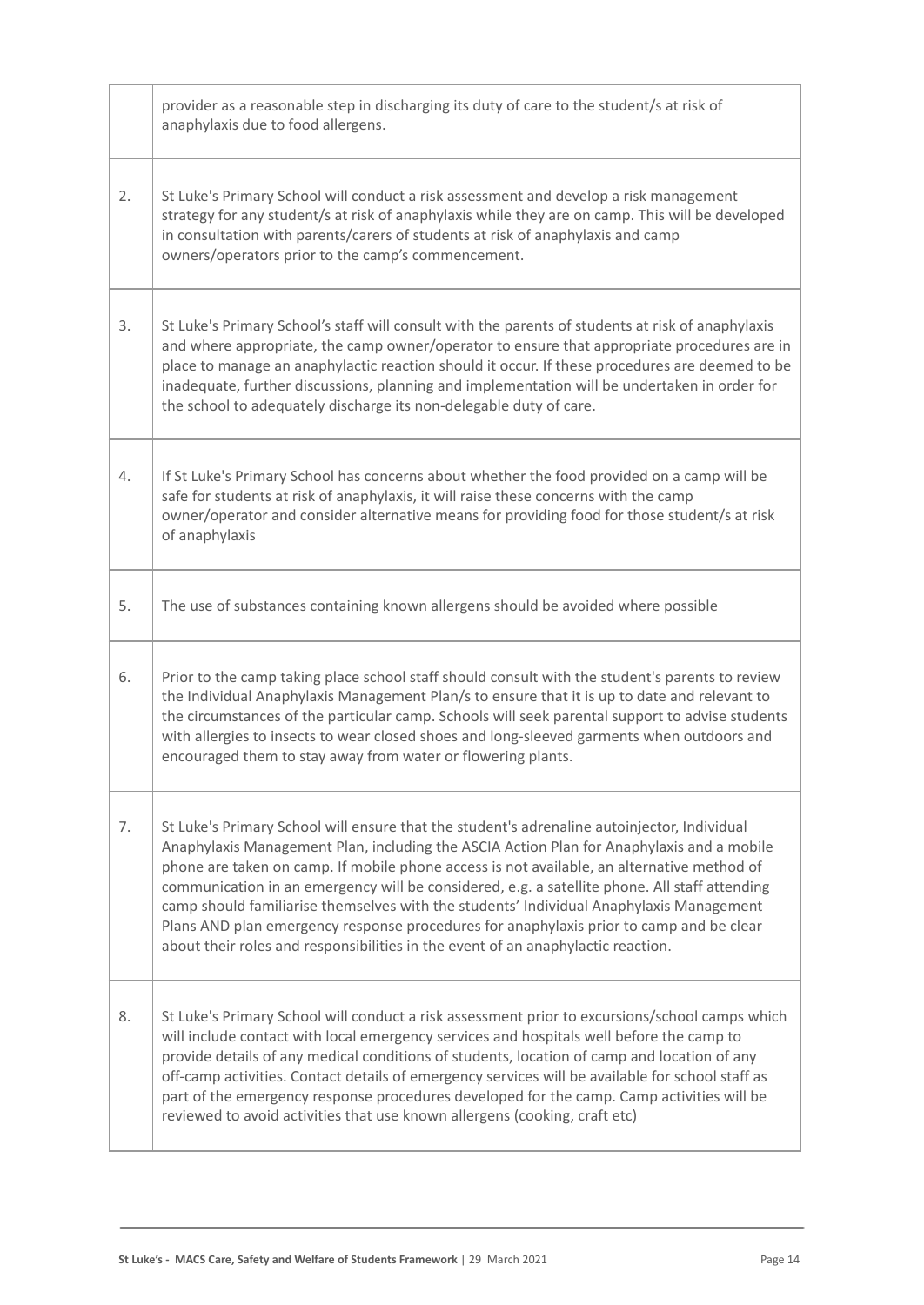| | |
|---|---|
| | provider as a reasonable step in discharging its duty of care to the student/s at risk of anaphylaxis due to food allergens. |
| 2. | St Luke's Primary School will conduct a risk assessment and develop a risk management strategy for any student/s at risk of anaphylaxis while they are on camp. This will be developed in consultation with parents/carers of students at risk of anaphylaxis and camp owners/operators prior to the camp's commencement. |
| 3. | St Luke's Primary School's staff will consult with the parents of students at risk of anaphylaxis and where appropriate, the camp owner/operator to ensure that appropriate procedures are in place to manage an anaphylactic reaction should it occur. If these procedures are deemed to be inadequate, further discussions, planning and implementation will be undertaken in order for the school to adequately discharge its non-delegable duty of care. |
| 4. | If St Luke's Primary School has concerns about whether the food provided on a camp will be safe for students at risk of anaphylaxis, it will raise these concerns with the camp owner/operator and consider alternative means for providing food for those student/s at risk of anaphylaxis |
| 5. | The use of substances containing known allergens should be avoided where possible |
| 6. | Prior to the camp taking place school staff should consult with the student's parents to review the Individual Anaphylaxis Management Plan/s to ensure that it is up to date and relevant to the circumstances of the particular camp. Schools will seek parental support to advise students with allergies to insects to wear closed shoes and long-sleeved garments when outdoors and encouraged them to stay away from water or flowering plants. |
| 7. | St Luke's Primary School will ensure that the student's adrenaline autoinjector, Individual Anaphylaxis Management Plan, including the ASCIA Action Plan for Anaphylaxis and a mobile phone are taken on camp. If mobile phone access is not available, an alternative method of communication in an emergency will be considered, e.g. a satellite phone. All staff attending camp should familiarise themselves with the students' Individual Anaphylaxis Management Plans AND plan emergency response procedures for anaphylaxis prior to camp and be clear about their roles and responsibilities in the event of an anaphylactic reaction. |
| 8. | St Luke's Primary School will conduct a risk assessment prior to excursions/school camps which will include contact with local emergency services and hospitals well before the camp to provide details of any medical conditions of students, location of camp and location of any off-camp activities. Contact details of emergency services will be available for school staff as part of the emergency response procedures developed for the camp. Camp activities will be reviewed to avoid activities that use known allergens (cooking, craft etc) |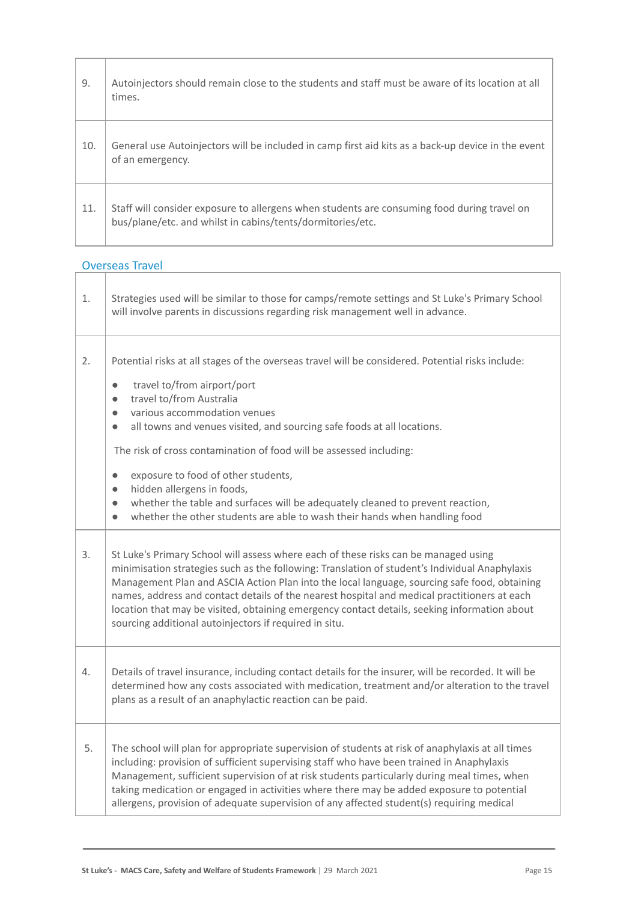| | |
|---|---|
| 9. | Autoinjectors should remain close to the students and staff must be aware of its location at all times. |
| 10. | General use Autoinjectors will be included in camp first aid kits as a back-up device in the event of an emergency. |
| 11. | Staff will consider exposure to allergens when students are consuming food during travel on bus/plane/etc. and whilst in cabins/tents/dormitories/etc. |

## Overseas Travel

| | |
|---|---|
| 1. | Strategies used will be similar to those for camps/remote settings and St Luke's Primary School will involve parents in discussions regarding risk management well in advance. |
| 2. | Potential risks at all stages of the overseas travel will be considered. Potential risks include: <br>● travel to/from airport/port<br>● travel to/from Australia<br>● various accommodation venues<br>● all towns and venues visited, and sourcing safe foods at all locations.<br><br>The risk of cross contamination of food will be assessed including:<br>● exposure to food of other students,<br>● hidden allergens in foods,<br>● whether the table and surfaces will be adequately cleaned to prevent reaction,<br>● whether the other students are able to wash their hands when handling food |
| 3. | St Luke's Primary School will assess where each of these risks can be managed using minimisation strategies such as the following: Translation of student's Individual Anaphylaxis Management Plan and ASCIA Action Plan into the local language, sourcing safe food, obtaining names, address and contact details of the nearest hospital and medical practitioners at each location that may be visited, obtaining emergency contact details, seeking information about sourcing additional autoinjectors if required in situ. |
| 4. | Details of travel insurance, including contact details for the insurer, will be recorded. It will be determined how any costs associated with medication, treatment and/or alteration to the travel plans as a result of an anaphylactic reaction can be paid. |
| 5. | The school will plan for appropriate supervision of students at risk of anaphylaxis at all times including: provision of sufficient supervising staff who have been trained in Anaphylaxis Management, sufficient supervision of at risk students particularly during meal times, when taking medication or engaged in activities where there may be added exposure to potential allergens, provision of adequate supervision of any affected student(s) requiring medical |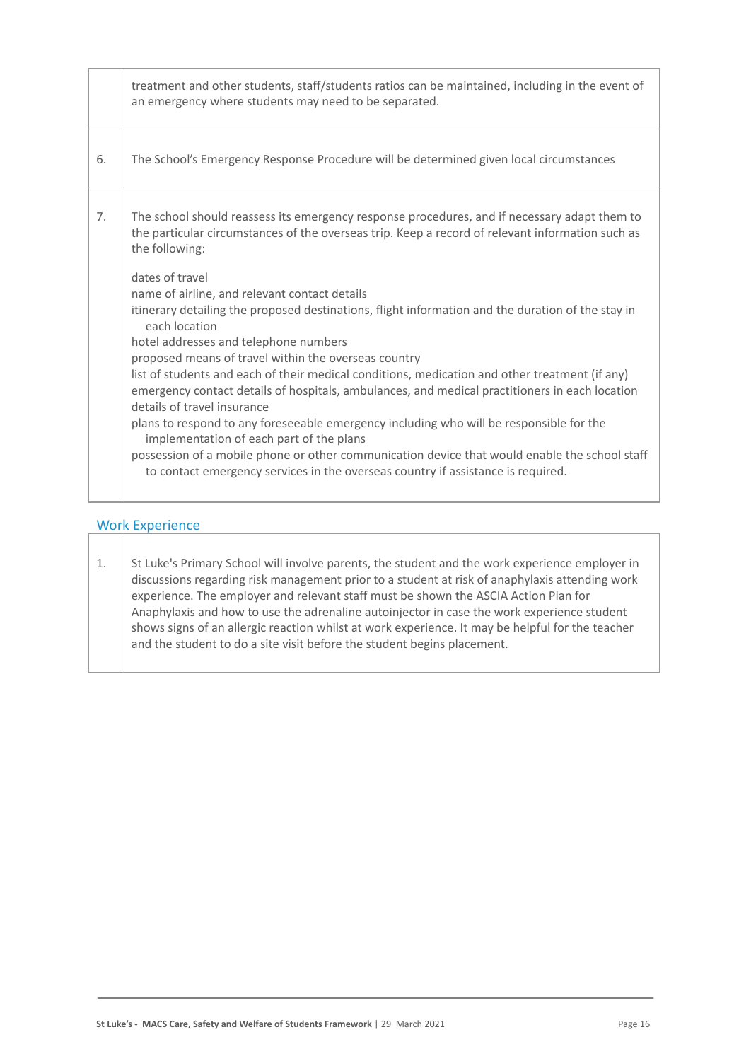| | |
|---|---|
| | treatment and other students, staff/students ratios can be maintained, including in the event of an emergency where students may need to be separated. |
| 6. | The School's Emergency Response Procedure will be determined given local circumstances |
| 7. | The school should reassess its emergency response procedures, and if necessary adapt them to the particular circumstances of the overseas trip. Keep a record of relevant information such as the following:<br><br>dates of travel<br>name of airline, and relevant contact details<br>itinerary detailing the proposed destinations, flight information and the duration of the stay in each location<br>hotel addresses and telephone numbers<br>proposed means of travel within the overseas country<br>list of students and each of their medical conditions, medication and other treatment (if any)<br>emergency contact details of hospitals, ambulances, and medical practitioners in each location<br>details of travel insurance<br>plans to respond to any foreseeable emergency including who will be responsible for the implementation of each part of the plans<br>possession of a mobile phone or other communication device that would enable the school staff to contact emergency services in the overseas country if assistance is required. |

## Work Experience

| | |
|---|---|
| 1. | St Luke's Primary School will involve parents, the student and the work experience employer in discussions regarding risk management prior to a student at risk of anaphylaxis attending work experience. The employer and relevant staff must be shown the ASCIA Action Plan for Anaphylaxis and how to use the adrenaline autoinjector in case the work experience student shows signs of an allergic reaction whilst at work experience. It may be helpful for the teacher and the student to do a site visit before the student begins placement. |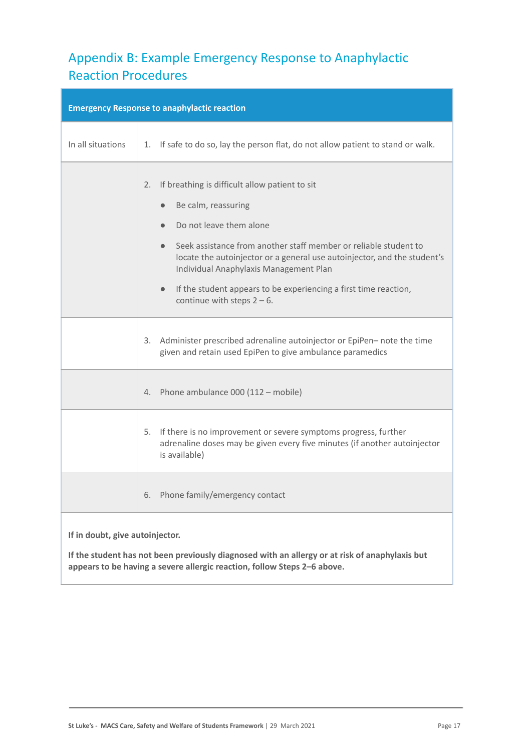## Appendix B: Example Emergency Response to Anaphylactic Reaction Procedures

| Emergency Response to anaphylactic reaction | |
|---|---|
| In all situations | 1. If safe to do so, lay the person flat, do not allow patient to stand or walk. |
| | 2. If breathing is difficult allow patient to sit<br>● Be calm, reassuring<br>● Do not leave them alone<br>● Seek assistance from another staff member or reliable student to locate the autoinjector or a general use autoinjector, and the student's Individual Anaphylaxis Management Plan<br>● If the student appears to be experiencing a first time reaction, continue with steps 2 – 6. |
| | 3. Administer prescribed adrenaline autoinjector or EpiPen– note the time given and retain used EpiPen to give ambulance paramedics |
| | 4. Phone ambulance 000 (112 – mobile) |
| | 5. If there is no improvement or severe symptoms progress, further adrenaline doses may be given every five minutes (if another autoinjector is available) |
| | 6. Phone family/emergency contact |

**If in doubt, give autoinjector.**

**If the student has not been previously diagnosed with an allergy or at risk of anaphylaxis but appears to be having a severe allergic reaction, follow Steps 2–6 above.**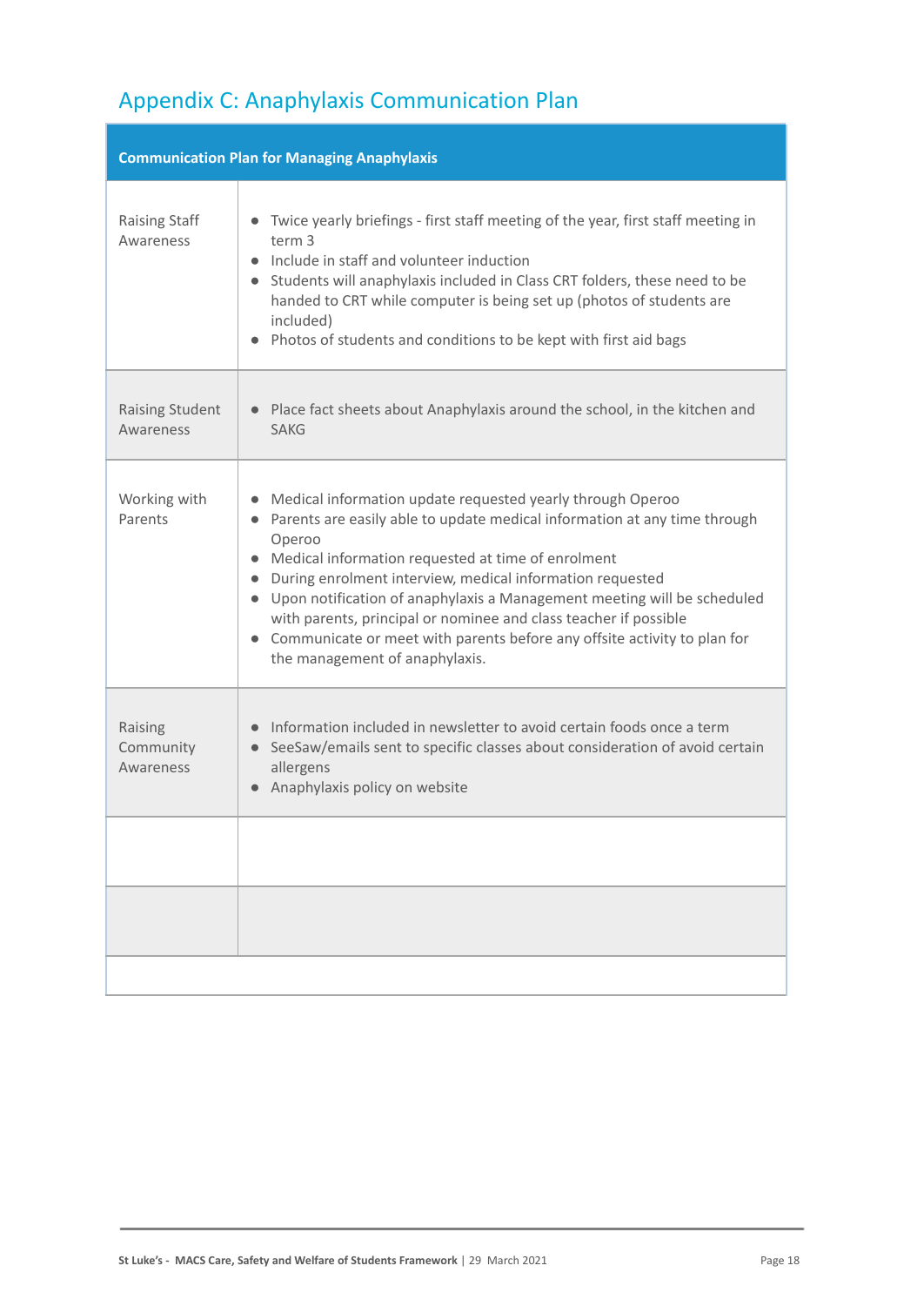## Appendix C: Anaphylaxis Communication Plan

| Communication Plan for Managing Anaphylaxis | |
|---|---|
| Raising Staff Awareness | • Twice yearly briefings - first staff meeting of the year, first staff meeting in term 3<br>• Include in staff and volunteer induction<br>• Students will anaphylaxis included in Class CRT folders, these need to be handed to CRT while computer is being set up (photos of students are included)<br>• Photos of students and conditions to be kept with first aid bags |
| Raising Student Awareness | • Place fact sheets about Anaphylaxis around the school, in the kitchen and SAKG |
| Working with Parents | • Medical information update requested yearly through Operoo<br>• Parents are easily able to update medical information at any time through Operoo<br>• Medical information requested at time of enrolment<br>• During enrolment interview, medical information requested<br>• Upon notification of anaphylaxis a Management meeting will be scheduled with parents, principal or nominee and class teacher if possible<br>• Communicate or meet with parents before any offsite activity to plan for the management of anaphylaxis. |
| Raising Community Awareness | • Information included in newsletter to avoid certain foods once a term<br>• SeeSaw/emails sent to specific classes about consideration of avoid certain allergens<br>• Anaphylaxis policy on website |
| | |
| | |
| | |